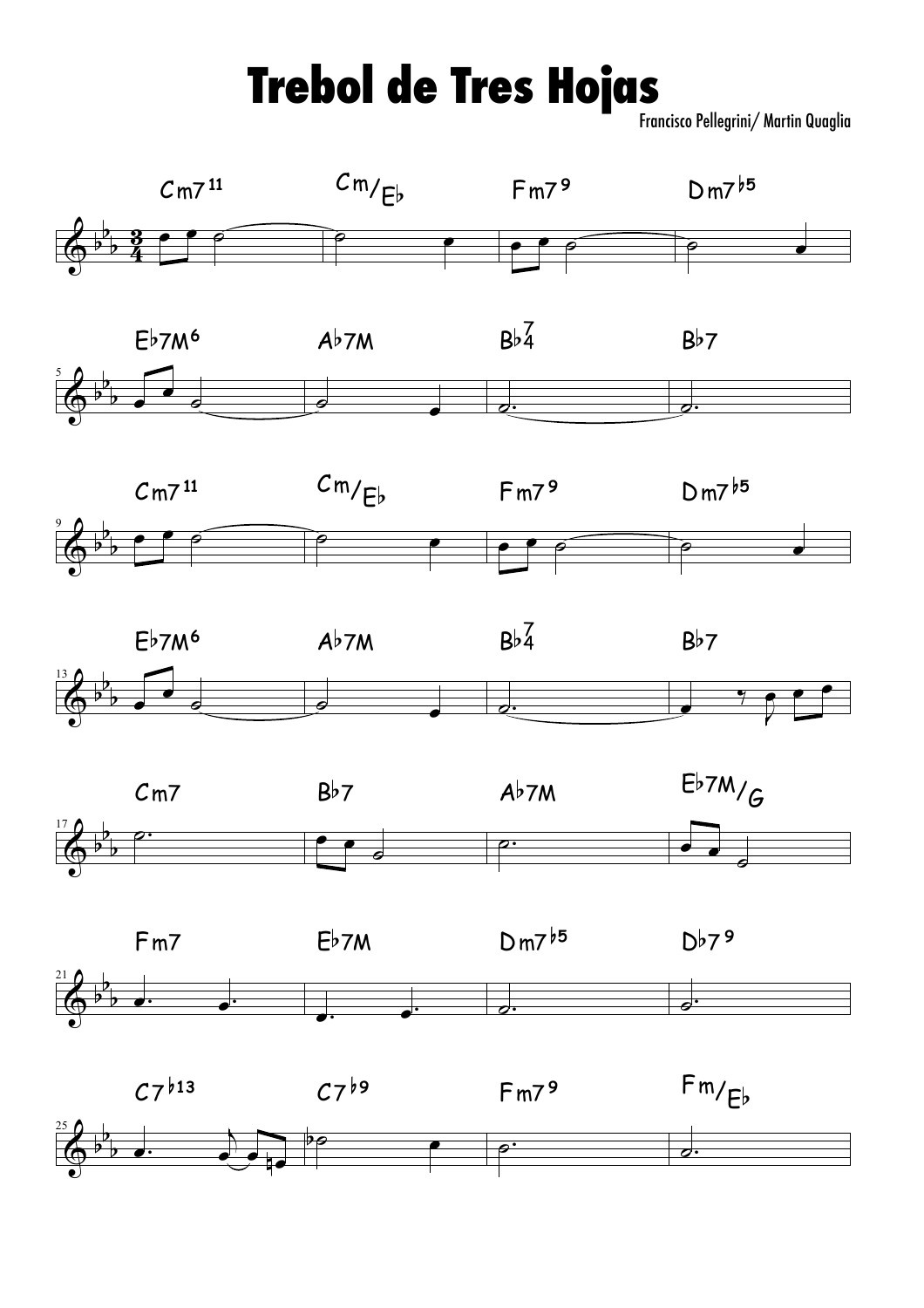# Trebol de Tres Hojas

Francisco Pellegrini/ Martin Quaglia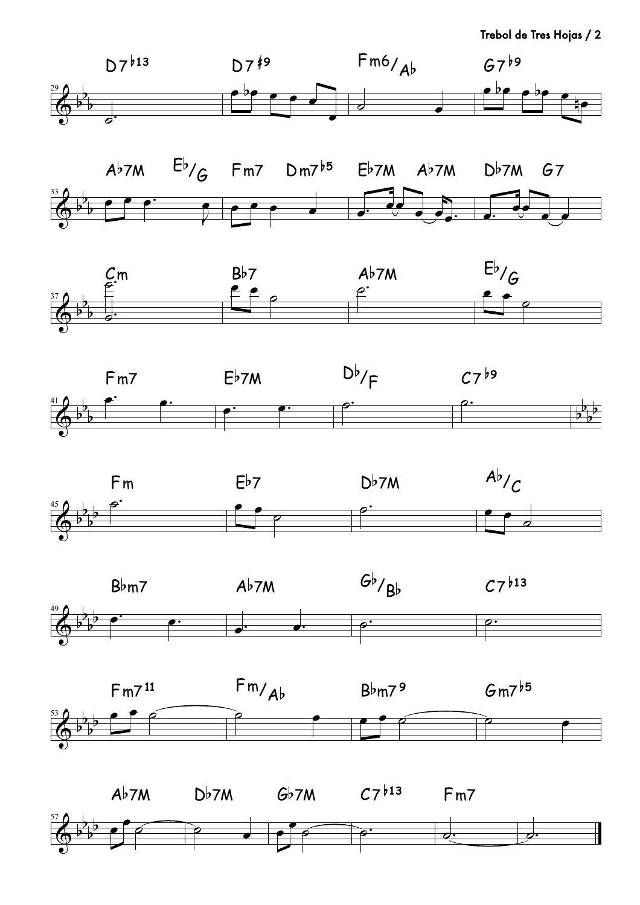D7♭13 D7♯9 Fm6/A♭ G7♭9

A♭7M E♭/G Fm7 Dm7♭5 E♭7M A♭7M D♭7M G7

Cm B♭7 A♭7M E♭/G

Fm7 E♭7M D♭/F C7♭9

Fm E♭7 D♭7M A♭/C

B♭m7 A♭7M G♭/B♭ C7♭13

Fm7 11 Fm/A♭ B♭m7 9 Gm7♭5

A♭7M D♭7M G♭7M C7♭13 Fm7